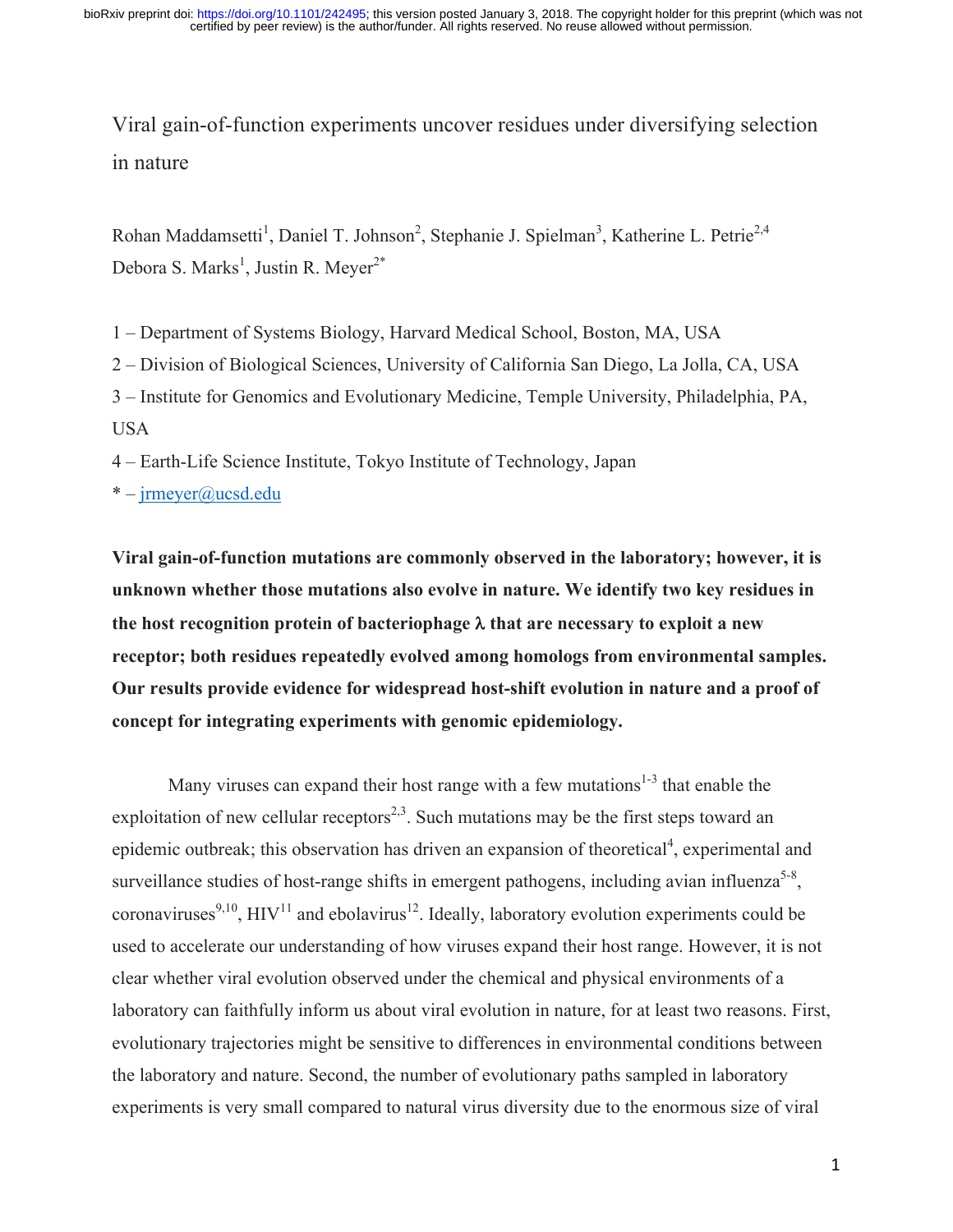# Viral gain-of-function experiments uncover residues under diversifying selection in nature

Rohan Maddamsetti[1], Daniel T. Johnson[2], Stephanie J. Spielman[3], Katherine L. Petrie[2,4] Debora S. Marks[1], Justin R. Meyer[2*]

1 – Department of Systems Biology, Harvard Medical School, Boston, MA, USA

2 – Division of Biological Sciences, University of California San Diego, La Jolla, CA, USA

3 – Institute for Genomics and Evolutionary Medicine, Temple University, Philadelphia, PA, USA

4 – Earth-Life Science Institute, Tokyo Institute of Technology, Japan

\* – jrmeyer@ucsd.edu

**Viral gain-of-function mutations are commonly observed in the laboratory; however, it is unknown whether those mutations also evolve in nature. We identify two key residues in the host recognition protein of bacteriophage λ that are necessary to exploit a new receptor; both residues repeatedly evolved among homologs from environmental samples. Our results provide evidence for widespread host-shift evolution in nature and a proof of concept for integrating experiments with genomic epidemiology.**

Many viruses can expand their host range with a few mutations[1-3] that enable the exploitation of new cellular receptors[2,3]. Such mutations may be the first steps toward an epidemic outbreak; this observation has driven an expansion of theoretical[4], experimental and surveillance studies of host-range shifts in emergent pathogens, including avian influenza[5-8], coronaviruses[9,10], HIV[11] and ebolavirus[12]. Ideally, laboratory evolution experiments could be used to accelerate our understanding of how viruses expand their host range. However, it is not clear whether viral evolution observed under the chemical and physical environments of a laboratory can faithfully inform us about viral evolution in nature, for at least two reasons. First, evolutionary trajectories might be sensitive to differences in environmental conditions between the laboratory and nature. Second, the number of evolutionary paths sampled in laboratory experiments is very small compared to natural virus diversity due to the enormous size of viral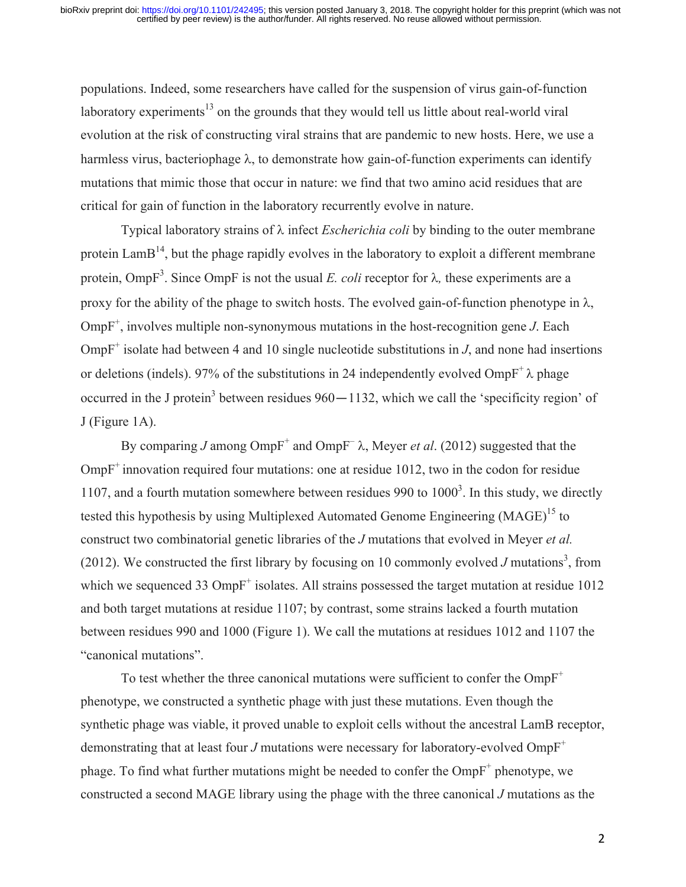populations. Indeed, some researchers have called for the suspension of virus gain-of-function laboratory experiments[13] on the grounds that they would tell us little about real-world viral evolution at the risk of constructing viral strains that are pandemic to new hosts. Here, we use a harmless virus, bacteriophage λ, to demonstrate how gain-of-function experiments can identify mutations that mimic those that occur in nature: we find that two amino acid residues that are critical for gain of function in the laboratory recurrently evolve in nature.

Typical laboratory strains of λ infect *Escherichia coli* by binding to the outer membrane protein LamB[14], but the phage rapidly evolves in the laboratory to exploit a different membrane protein, OmpF[3]. Since OmpF is not the usual *E. coli* receptor for λ, these experiments are a proxy for the ability of the phage to switch hosts. The evolved gain-of-function phenotype in λ, $OmpF^+$, involves multiple non-synonymous mutations in the host-recognition gene *J*. Each $OmpF^+$ isolate had between 4 and 10 single nucleotide substitutions in *J*, and none had insertions or deletions (indels). 97% of the substitutions in 24 independently evolved $OmpF^+$ λ phage occurred in the J protein[3] between residues 960—1132, which we call the 'specificity region' of J (Figure 1A).

By comparing *J* among $OmpF^+$ and $OmpF^-$ λ, Meyer *et al*. (2012) suggested that the $OmpF^+$ innovation required four mutations: one at residue 1012, two in the codon for residue 1107, and a fourth mutation somewhere between residues 990 to 1000[3]. In this study, we directly tested this hypothesis by using Multiplexed Automated Genome Engineering (MAGE)[15] to construct two combinatorial genetic libraries of the *J* mutations that evolved in Meyer *et al.* (2012). We constructed the first library by focusing on 10 commonly evolved *J* mutations[3], from which we sequenced 33 $OmpF^+$ isolates. All strains possessed the target mutation at residue 1012 and both target mutations at residue 1107; by contrast, some strains lacked a fourth mutation between residues 990 and 1000 (Figure 1). We call the mutations at residues 1012 and 1107 the "canonical mutations".

To test whether the three canonical mutations were sufficient to confer the $OmpF^+$ phenotype, we constructed a synthetic phage with just these mutations. Even though the synthetic phage was viable, it proved unable to exploit cells without the ancestral LamB receptor, demonstrating that at least four *J* mutations were necessary for laboratory-evolved $OmpF^+$ phage. To find what further mutations might be needed to confer the $OmpF^+$ phenotype, we constructed a second MAGE library using the phage with the three canonical *J* mutations as the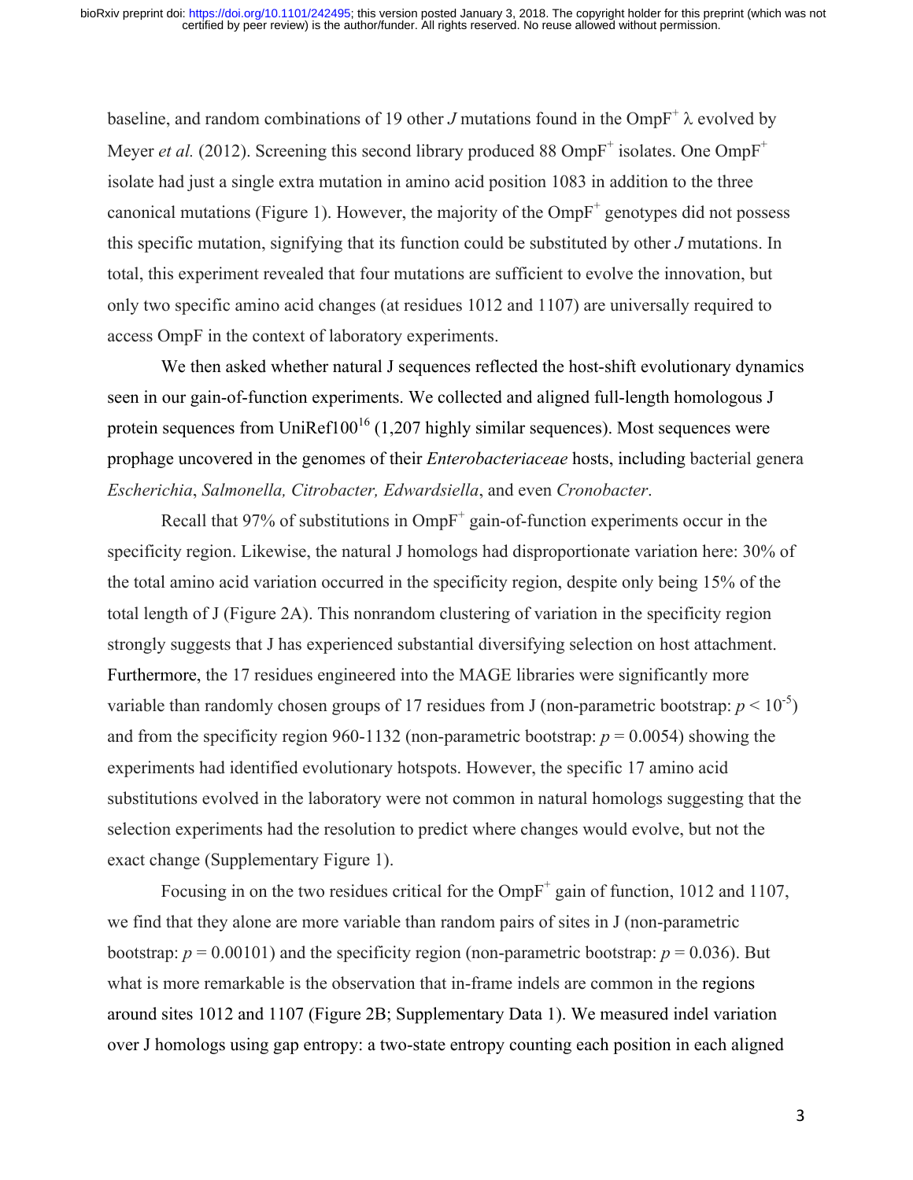baseline, and random combinations of 19 other *J* mutations found in the $OmpF^+$ λ evolved by Meyer *et al.* (2012). Screening this second library produced 88 $OmpF^+$ isolates. One $OmpF^+$ isolate had just a single extra mutation in amino acid position 1083 in addition to the three canonical mutations (Figure 1). However, the majority of the $OmpF^+$ genotypes did not possess this specific mutation, signifying that its function could be substituted by other *J* mutations. In total, this experiment revealed that four mutations are sufficient to evolve the innovation, but only two specific amino acid changes (at residues 1012 and 1107) are universally required to access OmpF in the context of laboratory experiments.

We then asked whether natural J sequences reflected the host-shift evolutionary dynamics seen in our gain-of-function experiments. We collected and aligned full-length homologous J protein sequences from UniRef100[16] (1,207 highly similar sequences). Most sequences were prophage uncovered in the genomes of their *Enterobacteriaceae* hosts, including bacterial genera *Escherichia*, *Salmonella, Citrobacter, Edwardsiella*, and even *Cronobacter*.

Recall that 97% of substitutions in $OmpF^+$ gain-of-function experiments occur in the specificity region. Likewise, the natural J homologs had disproportionate variation here: 30% of the total amino acid variation occurred in the specificity region, despite only being 15% of the total length of J (Figure 2A). This nonrandom clustering of variation in the specificity region strongly suggests that J has experienced substantial diversifying selection on host attachment. Furthermore, the 17 residues engineered into the MAGE libraries were significantly more variable than randomly chosen groups of 17 residues from J (non-parametric bootstrap: $p < 10^{-5}$) and from the specificity region 960-1132 (non-parametric bootstrap: $p = 0.0054$) showing the experiments had identified evolutionary hotspots. However, the specific 17 amino acid substitutions evolved in the laboratory were not common in natural homologs suggesting that the selection experiments had the resolution to predict where changes would evolve, but not the exact change (Supplementary Figure 1).

Focusing in on the two residues critical for the $OmpF^+$ gain of function, 1012 and 1107, we find that they alone are more variable than random pairs of sites in J (non-parametric bootstrap: $p = 0.00101$) and the specificity region (non-parametric bootstrap: $p = 0.036$). But what is more remarkable is the observation that in-frame indels are common in the regions around sites 1012 and 1107 (Figure 2B; Supplementary Data 1). We measured indel variation over J homologs using gap entropy: a two-state entropy counting each position in each aligned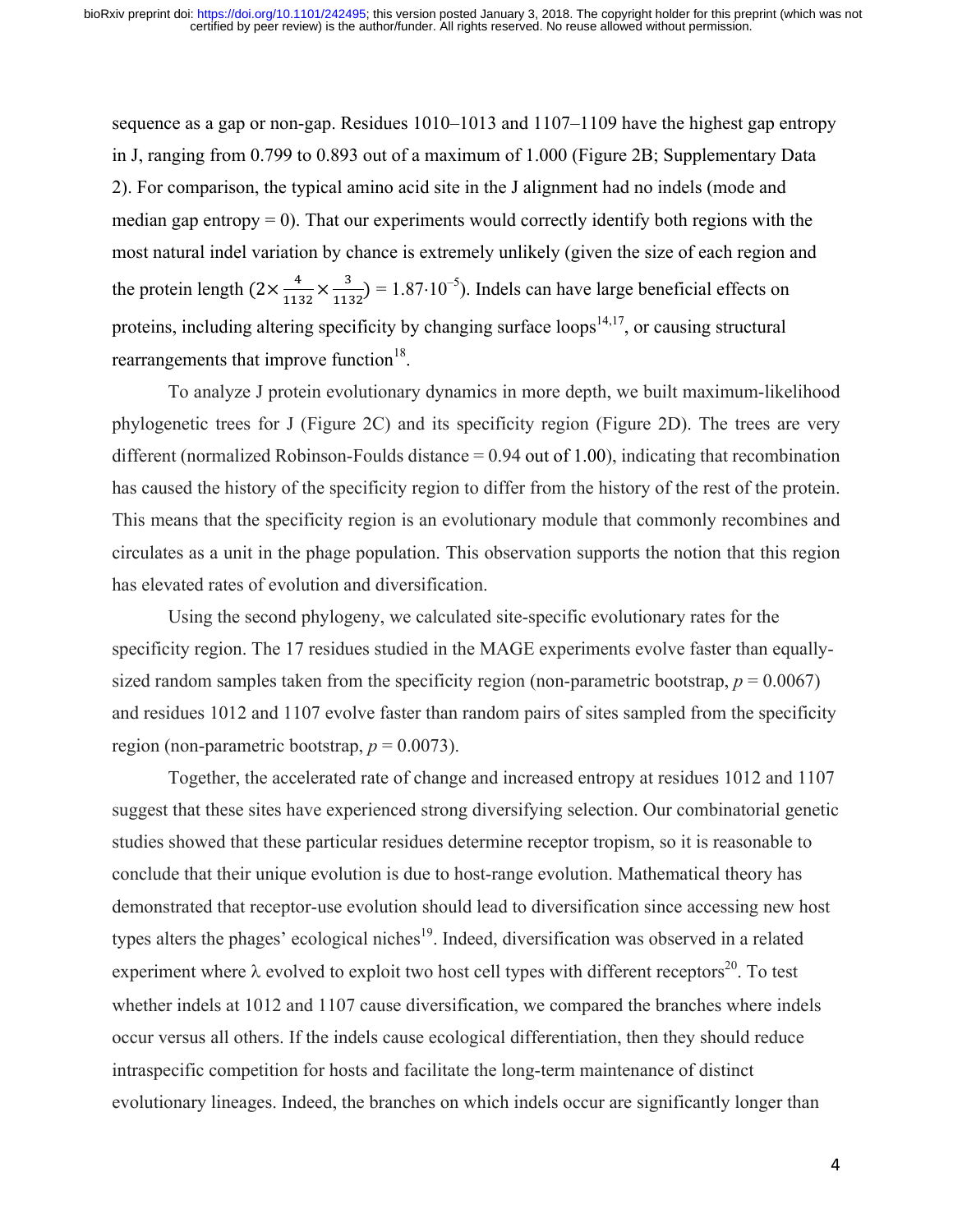sequence as a gap or non-gap. Residues 1010–1013 and 1107–1109 have the highest gap entropy in J, ranging from 0.799 to 0.893 out of a maximum of 1.000 (Figure 2B; Supplementary Data 2). For comparison, the typical amino acid site in the J alignment had no indels (mode and median gap entropy = 0). That our experiments would correctly identify both regions with the most natural indel variation by chance is extremely unlikely (given the size of each region and the protein length ($2\times\frac{4}{1132}\times\frac{3}{1132}$) = $1.87\cdot10^{-5}$). Indels can have large beneficial effects on proteins, including altering specificity by changing surface loops[14,17], or causing structural rearrangements that improve function[18].

To analyze J protein evolutionary dynamics in more depth, we built maximum-likelihood phylogenetic trees for J (Figure 2C) and its specificity region (Figure 2D). The trees are very different (normalized Robinson-Foulds distance = 0.94 out of 1.00), indicating that recombination has caused the history of the specificity region to differ from the history of the rest of the protein. This means that the specificity region is an evolutionary module that commonly recombines and circulates as a unit in the phage population. This observation supports the notion that this region has elevated rates of evolution and diversification.

Using the second phylogeny, we calculated site-specific evolutionary rates for the specificity region. The 17 residues studied in the MAGE experiments evolve faster than equally-sized random samples taken from the specificity region (non-parametric bootstrap, $p = 0.0067$) and residues 1012 and 1107 evolve faster than random pairs of sites sampled from the specificity region (non-parametric bootstrap, $p = 0.0073$).

Together, the accelerated rate of change and increased entropy at residues 1012 and 1107 suggest that these sites have experienced strong diversifying selection. Our combinatorial genetic studies showed that these particular residues determine receptor tropism, so it is reasonable to conclude that their unique evolution is due to host-range evolution. Mathematical theory has demonstrated that receptor-use evolution should lead to diversification since accessing new host types alters the phages' ecological niches[19]. Indeed, diversification was observed in a related experiment where λ evolved to exploit two host cell types with different receptors[20]. To test whether indels at 1012 and 1107 cause diversification, we compared the branches where indels occur versus all others. If the indels cause ecological differentiation, then they should reduce intraspecific competition for hosts and facilitate the long-term maintenance of distinct evolutionary lineages. Indeed, the branches on which indels occur are significantly longer than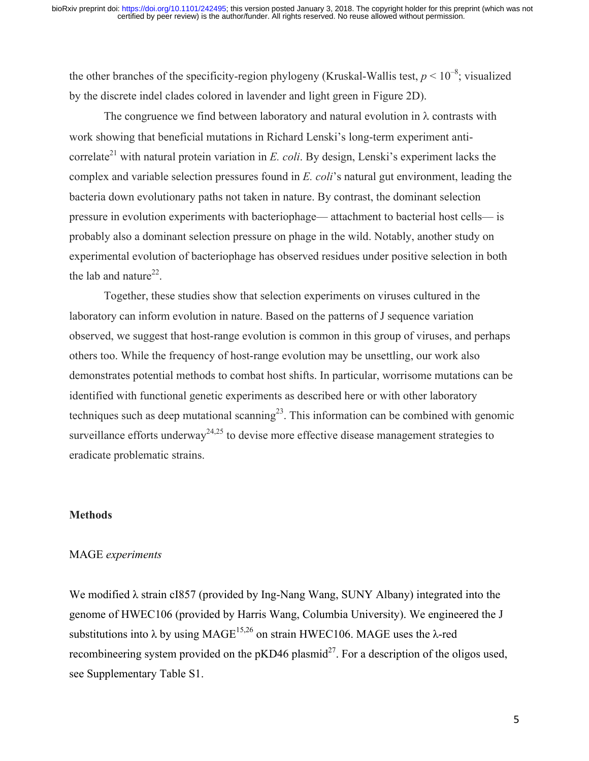the other branches of the specificity-region phylogeny (Kruskal-Wallis test, $p < 10^{-8}$; visualized by the discrete indel clades colored in lavender and light green in Figure 2D).

The congruence we find between laboratory and natural evolution in λ contrasts with work showing that beneficial mutations in Richard Lenski's long-term experiment anti-correlate[21] with natural protein variation in *E. coli*. By design, Lenski's experiment lacks the complex and variable selection pressures found in *E. coli*'s natural gut environment, leading the bacteria down evolutionary paths not taken in nature. By contrast, the dominant selection pressure in evolution experiments with bacteriophage— attachment to bacterial host cells— is probably also a dominant selection pressure on phage in the wild. Notably, another study on experimental evolution of bacteriophage has observed residues under positive selection in both the lab and nature[22].

Together, these studies show that selection experiments on viruses cultured in the laboratory can inform evolution in nature. Based on the patterns of J sequence variation observed, we suggest that host-range evolution is common in this group of viruses, and perhaps others too. While the frequency of host-range evolution may be unsettling, our work also demonstrates potential methods to combat host shifts. In particular, worrisome mutations can be identified with functional genetic experiments as described here or with other laboratory techniques such as deep mutational scanning[23]. This information can be combined with genomic surveillance efforts underway[24,25] to devise more effective disease management strategies to eradicate problematic strains.

## Methods

### MAGE *experiments*

We modified λ strain cI857 (provided by Ing-Nang Wang, SUNY Albany) integrated into the genome of HWEC106 (provided by Harris Wang, Columbia University). We engineered the J substitutions into λ by using MAGE[15,26] on strain HWEC106. MAGE uses the λ-red recombineering system provided on the pKD46 plasmid[27]. For a description of the oligos used, see Supplementary Table S1.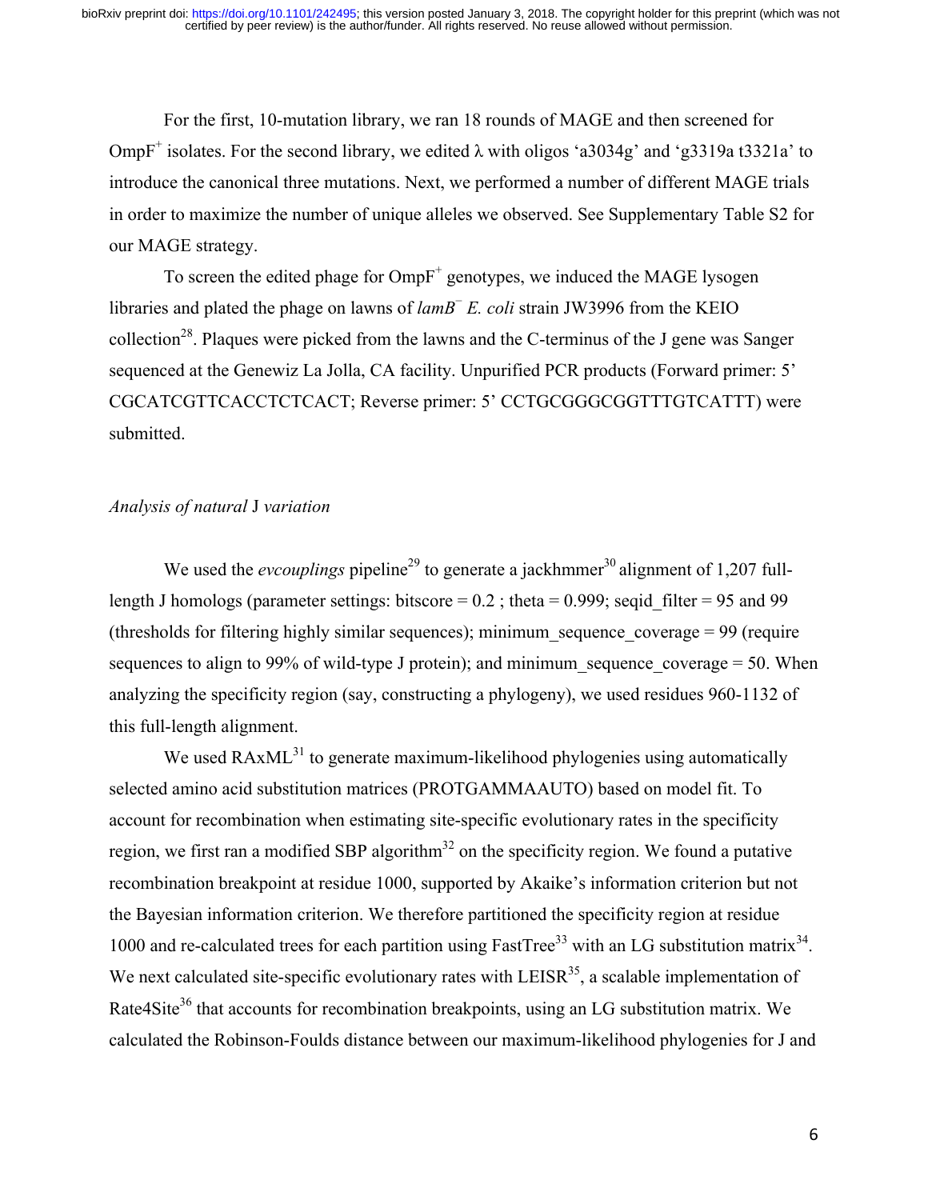For the first, 10-mutation library, we ran 18 rounds of MAGE and then screened for OmpF$^{+}$ isolates. For the second library, we edited λ with oligos 'a3034g' and 'g3319a t3321a' to introduce the canonical three mutations. Next, we performed a number of different MAGE trials in order to maximize the number of unique alleles we observed. See Supplementary Table S2 for our MAGE strategy.

To screen the edited phage for OmpF$^{+}$ genotypes, we induced the MAGE lysogen libraries and plated the phage on lawns of *lamB*$^{-}$ *E. coli* strain JW3996 from the KEIO collection[28]. Plaques were picked from the lawns and the C-terminus of the J gene was Sanger sequenced at the Genewiz La Jolla, CA facility. Unpurified PCR products (Forward primer: 5' CGCATCGTTCACCTCTCACT; Reverse primer: 5' CCTGCGGGCGGTTTGTCATTT) were submitted.

*Analysis of natural* J *variation*

We used the *evcouplings* pipeline[29] to generate a jackhmmer[30] alignment of 1,207 full-length J homologs (parameter settings: bitscore = 0.2 ; theta = 0.999; seqid_filter = 95 and 99 (thresholds for filtering highly similar sequences); minimum_sequence_coverage = 99 (require sequences to align to 99% of wild-type J protein); and minimum_sequence_coverage = 50. When analyzing the specificity region (say, constructing a phylogeny), we used residues 960-1132 of this full-length alignment.

We used RAxML[31] to generate maximum-likelihood phylogenies using automatically selected amino acid substitution matrices (PROTGAMMAAUTO) based on model fit. To account for recombination when estimating site-specific evolutionary rates in the specificity region, we first ran a modified SBP algorithm[32] on the specificity region. We found a putative recombination breakpoint at residue 1000, supported by Akaike's information criterion but not the Bayesian information criterion. We therefore partitioned the specificity region at residue 1000 and re-calculated trees for each partition using FastTree[33] with an LG substitution matrix[34]. We next calculated site-specific evolutionary rates with LEISR[35], a scalable implementation of Rate4Site[36] that accounts for recombination breakpoints, using an LG substitution matrix. We calculated the Robinson-Foulds distance between our maximum-likelihood phylogenies for J and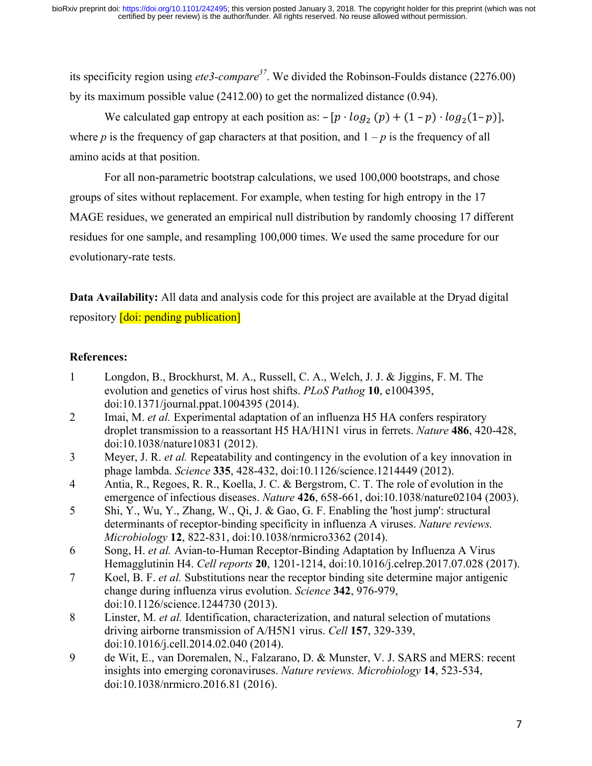its specificity region using *ete3-compare*[37]. We divided the Robinson-Foulds distance (2276.00) by its maximum possible value (2412.00) to get the normalized distance (0.94).

We calculated gap entropy at each position as: $-[p \cdot log_2(p) + (1-p) \cdot log_2(1-p)]$, where $p$ is the frequency of gap characters at that position, and $1-p$ is the frequency of all amino acids at that position.

For all non-parametric bootstrap calculations, we used 100,000 bootstraps, and chose groups of sites without replacement. For example, when testing for high entropy in the 17 MAGE residues, we generated an empirical null distribution by randomly choosing 17 different residues for one sample, and resampling 100,000 times. We used the same procedure for our evolutionary-rate tests.

**Data Availability:** All data and analysis code for this project are available at the Dryad digital repository [doi: pending publication]

**References:**

1. Longdon, B., Brockhurst, M. A., Russell, C. A., Welch, J. J. & Jiggins, F. M. The evolution and genetics of virus host shifts. *PLoS Pathog* **10**, e1004395, doi:10.1371/journal.ppat.1004395 (2014).
2. Imai, M. *et al.* Experimental adaptation of an influenza H5 HA confers respiratory droplet transmission to a reassortant H5 HA/H1N1 virus in ferrets. *Nature* **486**, 420-428, doi:10.1038/nature10831 (2012).
3. Meyer, J. R. *et al.* Repeatability and contingency in the evolution of a key innovation in phage lambda. *Science* **335**, 428-432, doi:10.1126/science.1214449 (2012).
4. Antia, R., Regoes, R. R., Koella, J. C. & Bergstrom, C. T. The role of evolution in the emergence of infectious diseases. *Nature* **426**, 658-661, doi:10.1038/nature02104 (2003).
5. Shi, Y., Wu, Y., Zhang, W., Qi, J. & Gao, G. F. Enabling the 'host jump': structural determinants of receptor-binding specificity in influenza A viruses. *Nature reviews. Microbiology* **12**, 822-831, doi:10.1038/nrmicro3362 (2014).
6. Song, H. *et al.* Avian-to-Human Receptor-Binding Adaptation by Influenza A Virus Hemagglutinin H4. *Cell reports* **20**, 1201-1214, doi:10.1016/j.celrep.2017.07.028 (2017).
7. Koel, B. F. *et al.* Substitutions near the receptor binding site determine major antigenic change during influenza virus evolution. *Science* **342**, 976-979, doi:10.1126/science.1244730 (2013).
8. Linster, M. *et al.* Identification, characterization, and natural selection of mutations driving airborne transmission of A/H5N1 virus. *Cell* **157**, 329-339, doi:10.1016/j.cell.2014.02.040 (2014).
9. de Wit, E., van Doremalen, N., Falzarano, D. & Munster, V. J. SARS and MERS: recent insights into emerging coronaviruses. *Nature reviews. Microbiology* **14**, 523-534, doi:10.1038/nrmicro.2016.81 (2016).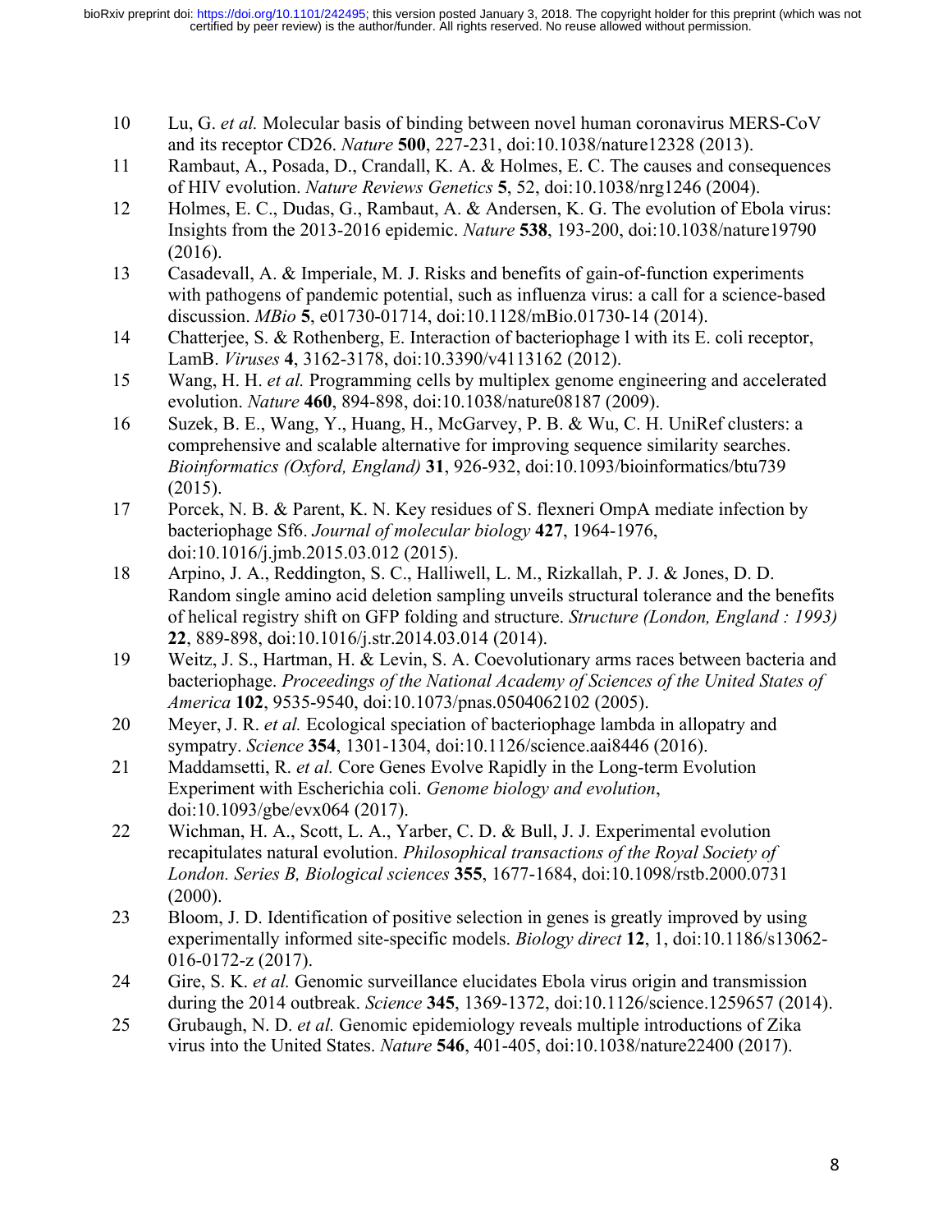10 Lu, G. *et al.* Molecular basis of binding between novel human coronavirus MERS-CoV and its receptor CD26. *Nature* **500**, 227-231, doi:10.1038/nature12328 (2013).

11 Rambaut, A., Posada, D., Crandall, K. A. & Holmes, E. C. The causes and consequences of HIV evolution. *Nature Reviews Genetics* **5**, 52, doi:10.1038/nrg1246 (2004).

12 Holmes, E. C., Dudas, G., Rambaut, A. & Andersen, K. G. The evolution of Ebola virus: Insights from the 2013-2016 epidemic. *Nature* **538**, 193-200, doi:10.1038/nature19790 (2016).

13 Casadevall, A. & Imperiale, M. J. Risks and benefits of gain-of-function experiments with pathogens of pandemic potential, such as influenza virus: a call for a science-based discussion. *MBio* **5**, e01730-01714, doi:10.1128/mBio.01730-14 (2014).

14 Chatterjee, S. & Rothenberg, E. Interaction of bacteriophage l with its E. coli receptor, LamB. *Viruses* **4**, 3162-3178, doi:10.3390/v4113162 (2012).

15 Wang, H. H. *et al.* Programming cells by multiplex genome engineering and accelerated evolution. *Nature* **460**, 894-898, doi:10.1038/nature08187 (2009).

16 Suzek, B. E., Wang, Y., Huang, H., McGarvey, P. B. & Wu, C. H. UniRef clusters: a comprehensive and scalable alternative for improving sequence similarity searches. *Bioinformatics (Oxford, England)* **31**, 926-932, doi:10.1093/bioinformatics/btu739 (2015).

17 Porcek, N. B. & Parent, K. N. Key residues of S. flexneri OmpA mediate infection by bacteriophage Sf6. *Journal of molecular biology* **427**, 1964-1976, doi:10.1016/j.jmb.2015.03.012 (2015).

18 Arpino, J. A., Reddington, S. C., Halliwell, L. M., Rizkallah, P. J. & Jones, D. D. Random single amino acid deletion sampling unveils structural tolerance and the benefits of helical registry shift on GFP folding and structure. *Structure (London, England : 1993)* **22**, 889-898, doi:10.1016/j.str.2014.03.014 (2014).

19 Weitz, J. S., Hartman, H. & Levin, S. A. Coevolutionary arms races between bacteria and bacteriophage. *Proceedings of the National Academy of Sciences of the United States of America* **102**, 9535-9540, doi:10.1073/pnas.0504062102 (2005).

20 Meyer, J. R. *et al.* Ecological speciation of bacteriophage lambda in allopatry and sympatry. *Science* **354**, 1301-1304, doi:10.1126/science.aai8446 (2016).

21 Maddamsetti, R. *et al.* Core Genes Evolve Rapidly in the Long-term Evolution Experiment with Escherichia coli. *Genome biology and evolution*, doi:10.1093/gbe/evx064 (2017).

22 Wichman, H. A., Scott, L. A., Yarber, C. D. & Bull, J. J. Experimental evolution recapitulates natural evolution. *Philosophical transactions of the Royal Society of London. Series B, Biological sciences* **355**, 1677-1684, doi:10.1098/rstb.2000.0731 (2000).

23 Bloom, J. D. Identification of positive selection in genes is greatly improved by using experimentally informed site-specific models. *Biology direct* **12**, 1, doi:10.1186/s13062-016-0172-z (2017).

24 Gire, S. K. *et al.* Genomic surveillance elucidates Ebola virus origin and transmission during the 2014 outbreak. *Science* **345**, 1369-1372, doi:10.1126/science.1259657 (2014).

25 Grubaugh, N. D. *et al.* Genomic epidemiology reveals multiple introductions of Zika virus into the United States. *Nature* **546**, 401-405, doi:10.1038/nature22400 (2017).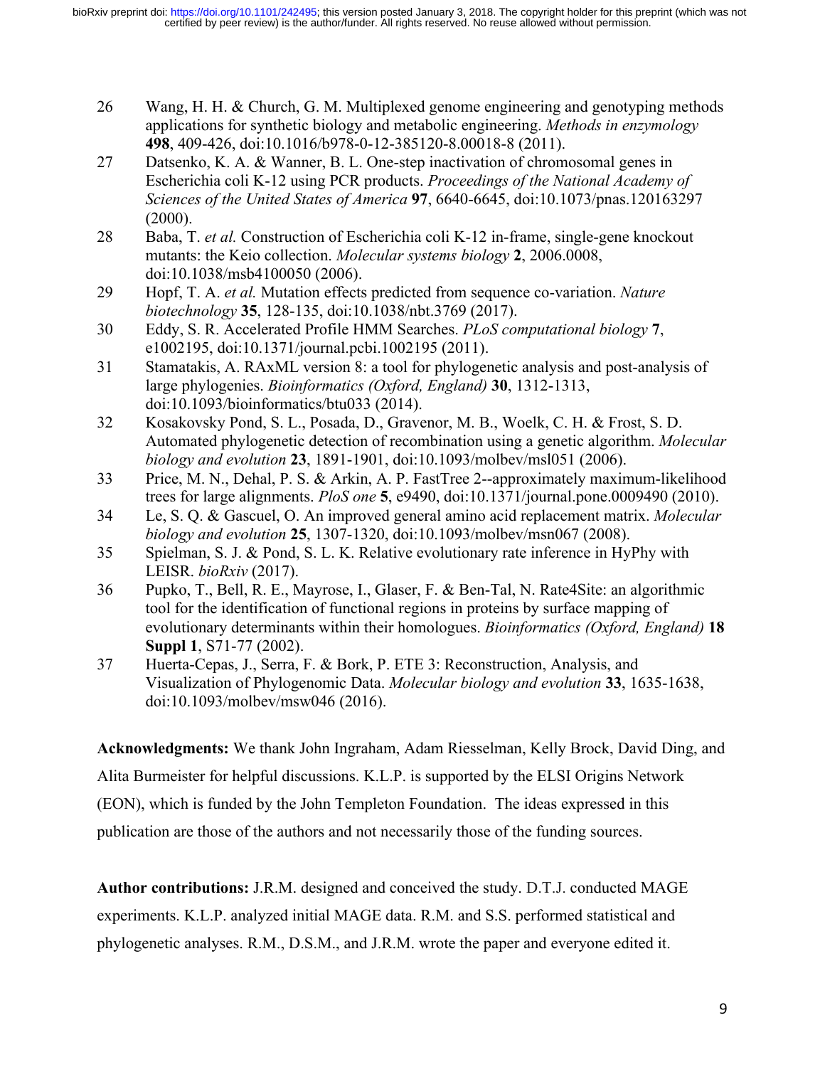26 Wang, H. H. & Church, G. M. Multiplexed genome engineering and genotyping methods applications for synthetic biology and metabolic engineering. *Methods in enzymology* **498**, 409-426, doi:10.1016/b978-0-12-385120-8.00018-8 (2011).

27 Datsenko, K. A. & Wanner, B. L. One-step inactivation of chromosomal genes in Escherichia coli K-12 using PCR products. *Proceedings of the National Academy of Sciences of the United States of America* **97**, 6640-6645, doi:10.1073/pnas.120163297 (2000).

28 Baba, T. *et al.* Construction of Escherichia coli K-12 in-frame, single-gene knockout mutants: the Keio collection. *Molecular systems biology* **2**, 2006.0008, doi:10.1038/msb4100050 (2006).

29 Hopf, T. A. *et al.* Mutation effects predicted from sequence co-variation. *Nature biotechnology* **35**, 128-135, doi:10.1038/nbt.3769 (2017).

30 Eddy, S. R. Accelerated Profile HMM Searches. *PLoS computational biology* **7**, e1002195, doi:10.1371/journal.pcbi.1002195 (2011).

31 Stamatakis, A. RAxML version 8: a tool for phylogenetic analysis and post-analysis of large phylogenies. *Bioinformatics (Oxford, England)* **30**, 1312-1313, doi:10.1093/bioinformatics/btu033 (2014).

32 Kosakovsky Pond, S. L., Posada, D., Gravenor, M. B., Woelk, C. H. & Frost, S. D. Automated phylogenetic detection of recombination using a genetic algorithm. *Molecular biology and evolution* **23**, 1891-1901, doi:10.1093/molbev/msl051 (2006).

33 Price, M. N., Dehal, P. S. & Arkin, A. P. FastTree 2--approximately maximum-likelihood trees for large alignments. *PloS one* **5**, e9490, doi:10.1371/journal.pone.0009490 (2010).

34 Le, S. Q. & Gascuel, O. An improved general amino acid replacement matrix. *Molecular biology and evolution* **25**, 1307-1320, doi:10.1093/molbev/msn067 (2008).

35 Spielman, S. J. & Pond, S. L. K. Relative evolutionary rate inference in HyPhy with LEISR. *bioRxiv* (2017).

36 Pupko, T., Bell, R. E., Mayrose, I., Glaser, F. & Ben-Tal, N. Rate4Site: an algorithmic tool for the identification of functional regions in proteins by surface mapping of evolutionary determinants within their homologues. *Bioinformatics (Oxford, England)* **18 Suppl 1**, S71-77 (2002).

37 Huerta-Cepas, J., Serra, F. & Bork, P. ETE 3: Reconstruction, Analysis, and Visualization of Phylogenomic Data. *Molecular biology and evolution* **33**, 1635-1638, doi:10.1093/molbev/msw046 (2016).

**Acknowledgments:** We thank John Ingraham, Adam Riesselman, Kelly Brock, David Ding, and Alita Burmeister for helpful discussions. K.L.P. is supported by the ELSI Origins Network (EON), which is funded by the John Templeton Foundation. The ideas expressed in this publication are those of the authors and not necessarily those of the funding sources.

**Author contributions:** J.R.M. designed and conceived the study. D.T.J. conducted MAGE experiments. K.L.P. analyzed initial MAGE data. R.M. and S.S. performed statistical and phylogenetic analyses. R.M., D.S.M., and J.R.M. wrote the paper and everyone edited it.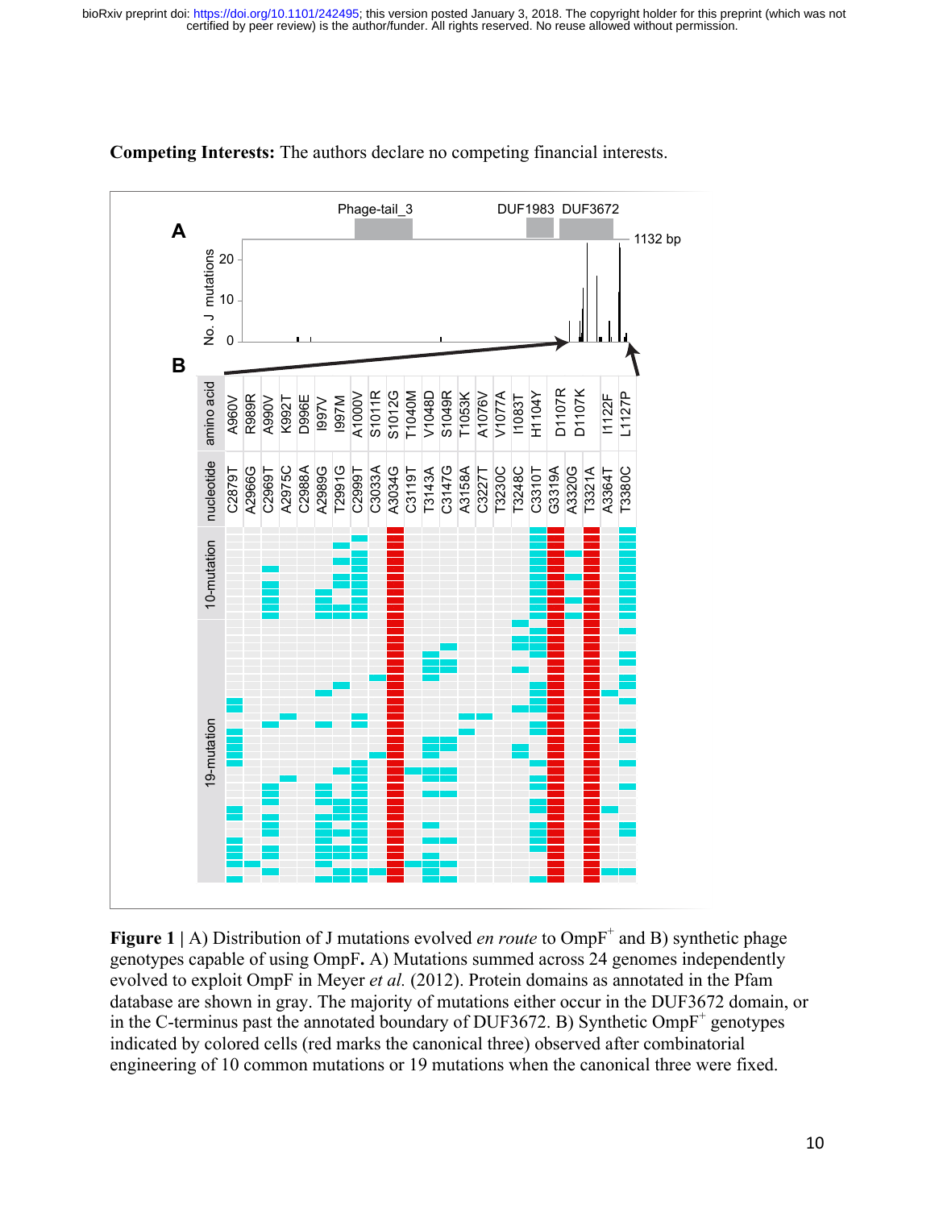**Competing Interests:** The authors declare no competing financial interests.

**Figure 1** | A) Distribution of J mutations evolved *en route* to OmpF$^{+}$ and B) synthetic phage genotypes capable of using OmpF**.** A) Mutations summed across 24 genomes independently evolved to exploit OmpF in Meyer *et al.* (2012). Protein domains as annotated in the Pfam database are shown in gray. The majority of mutations either occur in the DUF3672 domain, or in the C-terminus past the annotated boundary of DUF3672. B) Synthetic OmpF$^{+}$ genotypes indicated by colored cells (red marks the canonical three) observed after combinatorial engineering of 10 common mutations or 19 mutations when the canonical three were fixed.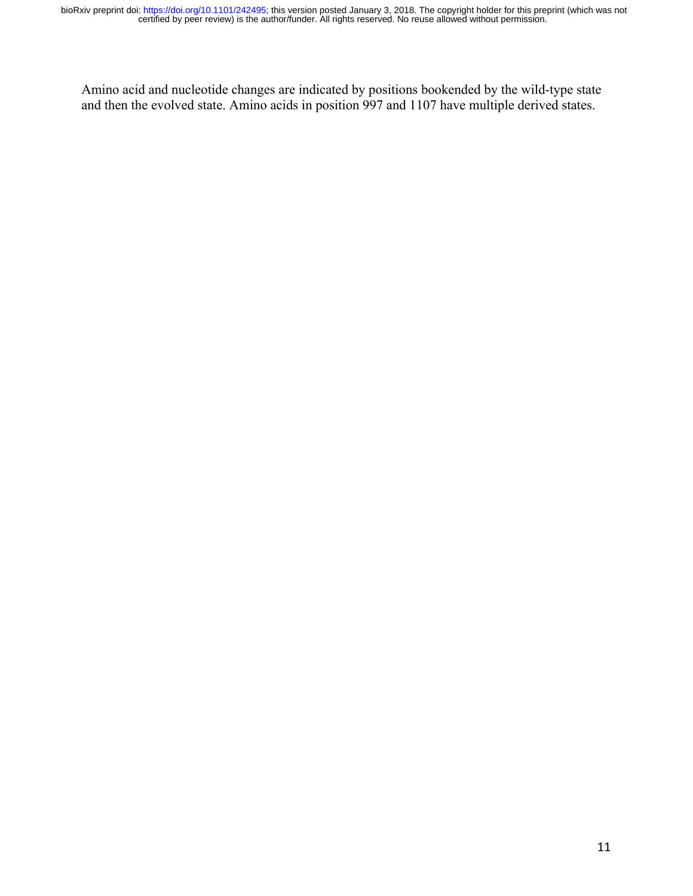Amino acid and nucleotide changes are indicated by positions bookended by the wild-type state and then the evolved state. Amino acids in position 997 and 1107 have multiple derived states.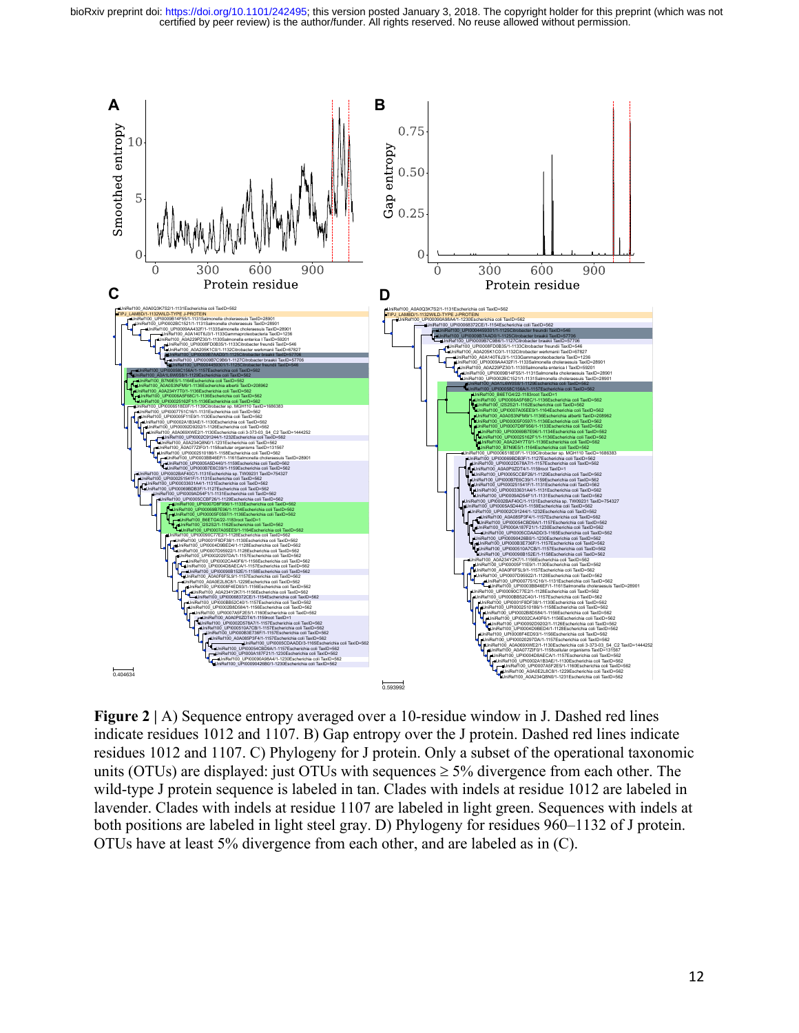**Figure 2 |** A) Sequence entropy averaged over a 10-residue window in J. Dashed red lines indicate residues 1012 and 1107. B) Gap entropy over the J protein. Dashed red lines indicate residues 1012 and 1107. C) Phylogeny for J protein. Only a subset of the operational taxonomic units (OTUs) are displayed: just OTUs with sequences ≥ 5% divergence from each other. The wild-type J protein sequence is labeled in tan. Clades with indels at residue 1012 are labeled in lavender. Clades with indels at residue 1107 are labeled in light green. Sequences with indels at both positions are labeled in light steel gray. D) Phylogeny for residues 960–1132 of J protein. OTUs have at least 5% divergence from each other, and are labeled as in (C).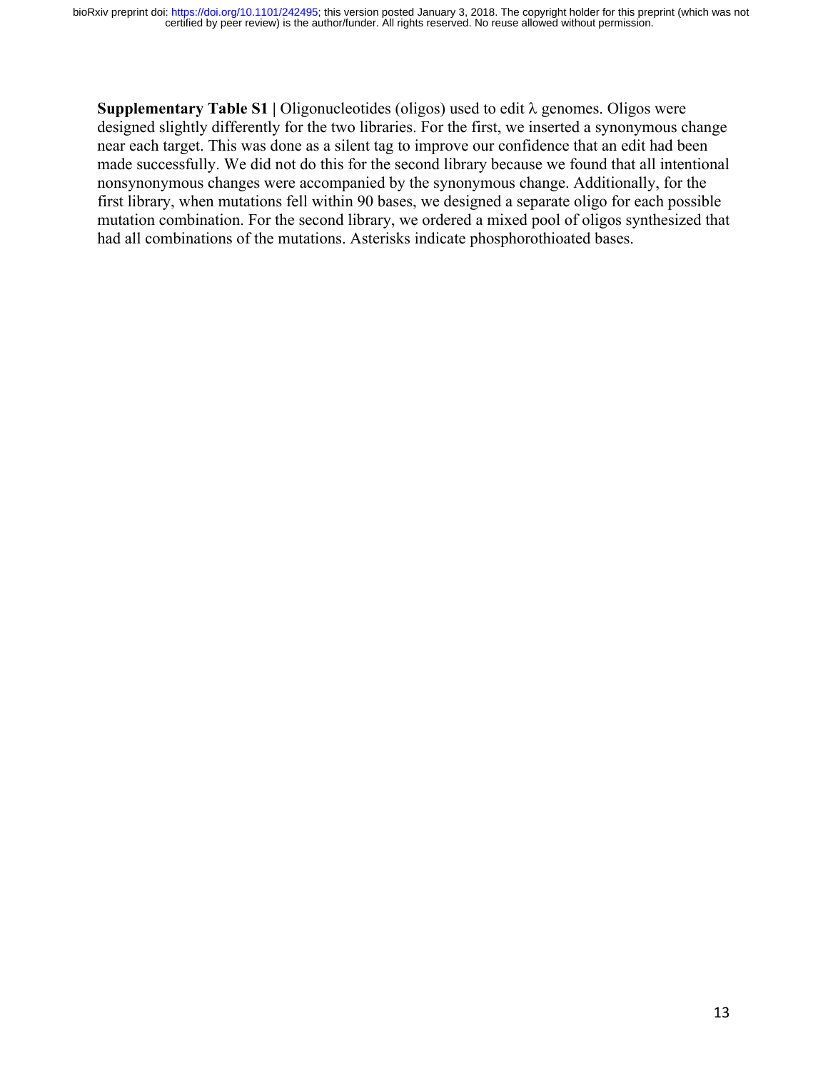**Supplementary Table S1 |** Oligonucleotides (oligos) used to edit λ genomes. Oligos were designed slightly differently for the two libraries. For the first, we inserted a synonymous change near each target. This was done as a silent tag to improve our confidence that an edit had been made successfully. We did not do this for the second library because we found that all intentional nonsynonymous changes were accompanied by the synonymous change. Additionally, for the first library, when mutations fell within 90 bases, we designed a separate oligo for each possible mutation combination. For the second library, we ordered a mixed pool of oligos synthesized that had all combinations of the mutations. Asterisks indicate phosphorothioated bases.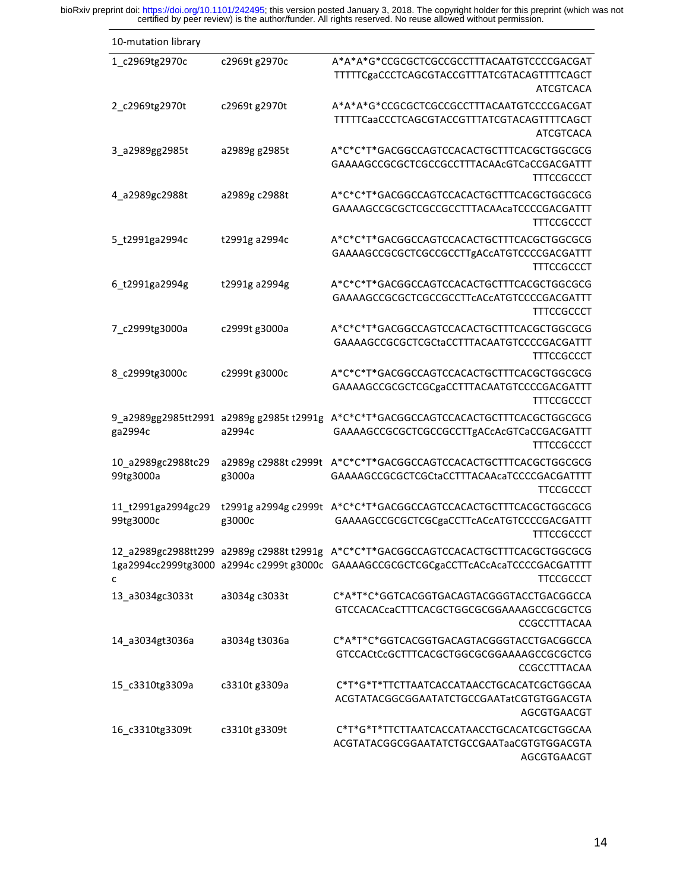| 10-mutation library | | |
|---|---|---|
| 1_c2969tg2970c | c2969t g2970c | A*A*A*G*CCGCGCTCGCCGCCTTTACAATGTCCCCGACGATTTTTTCgaCCCTCAGCGTACCGTTTATCGTACAGTTTTCAGCTATCGTCACA |
| 2_c2969tg2970t | c2969t g2970t | A*A*A*G*CCGCGCTCGCCGCCTTTACAATGTCCCCGACGATTTTTTCaaCCCTCAGCGTACCGTTTATCGTACAGTTTTCAGCTATCGTCACA |
| 3_a2989gg2985t | a2989g g2985t | A*C*C*T*GACGGCCAGTCCACACTGCTTTCACGCTGGCGCGGAAAAGCCGCGCTCGCCGCCTTTACAAcGTcaCCGACGATTTTTTCCGCCCT |
| 4_a2989gc2988t | a2989g c2988t | A*C*C*T*GACGGCCAGTCCACACTGCTTTCACGCTGGCGCGGAAAAGCCGCGCTCGCCGCCTTTACAAcaTCCCCGACGATTTTTTCCGCCCT |
| 5_t2991ga2994c | t2991g a2994c | A*C*C*T*GACGGCCAGTCCACACTGCTTTCACGCTGGCGCGGAAAAGCCGCGCTCGCCGCCTTgACcATGTCCCCGACGATTTTTTCCGCCCT |
| 6_t2991ga2994g | t2991g a2994g | A*C*C*T*GACGGCCAGTCCACACTGCTTTCACGCTGGCGCGGAAAAGCCGCGCTCGCCGCCTTcACcATGTCCCCGACGATTTTTTCCGCCCT |
| 7_c2999tg3000a | c2999t g3000a | A*C*C*T*GACGGCCAGTCCACACTGCTTTCACGCTGGCGCGGAAAAGCCGCGCTCGCtaCCTTTACAATGTCCCCGACGATTTTTTCCGCCCT |
| 8_c2999tg3000c | c2999t g3000c | A*C*C*T*GACGGCCAGTCCACACTGCTTTCACGCTGGCGCGGAAAAGCCGCGCTCGCgaCCTTTACAATGTCCCCGACGATTTTTTCCGCCCT |
| 9_a2989gg2985tt2991ga2994c | a2989g g2985t t2991g a2994c | A*C*C*T*GACGGCCAGTCCACACTGCTTTCACGCTGGCGCGGAAAAGCCGCGCTCGCCGCCTTgACcAcGTcaCCGACGATTTTTTCCGCCCT |
| 10_a2989gc2988tc2999tg3000a | a2989g c2988t c2999t g3000a | A*C*C*T*GACGGCCAGTCCACACTGCTTTCACGCTGGCGCGGAAAAGCCGCGCTCGCtaCCTTTACAAcaTCCCCGACGATTTTTTCCGCCCT |
| 11_t2991ga2994gc2999tg3000c | t2991g a2994g c2999t g3000c | A*C*C*T*GACGGCCAGTCCACACTGCTTTCACGCTGGCGCGGAAAAGCCGCGCTCGCgaCCTTcACcATGTCCCCGACGATTTTTTCCGCCCT |
| 12_a2989gc2988tt2991ga2994cc2999tg3000c | a2989g c2988t t2991g a2994c c2999t g3000c | A*C*C*T*GACGGCCAGTCCACACTGCTTTCACGCTGGCGCGGAAAAGCCGCGCTCGCgaCCTTcACcAcaTCCCCGACGATTTTTTCCGCCCT |
| 13_a3034gc3033t | a3034g c3033t | C*A*T*C*GGTCACGGTGACAGTACGGGTACCTGACGGCCAGTCCACACcaCTTTCACGCTGGCGCGGAAAAGCCGCGCTCGCCGCCTTTACAA |
| 14_a3034gt3036a | a3034g t3036a | C*A*T*C*GGTCACGGTGACAGTACGGGTACCTGACGGCCAGTCCACtCcGCTTTCACGCTGGCGCGGAAAAGCCGCGCTCGCCGCCTTTACAA |
| 15_c3310tg3309a | c3310t g3309a | C*T*G*T*TTCTTAATCACCATAACCTGCACATCGCTGGCAAACGTATACGGCGGAATATCTGCCGAATatCGTGTGGACGTAAGCGTGAACGT |
| 16_c3310tg3309t | c3310t g3309t | C*T*G*T*TTCTTAATCACCATAACCTGCACATCGCTGGCAAACGTATACGGCGGAATATCTGCCGAATaaCGTGTGGACGTAAGCGTGAACGT |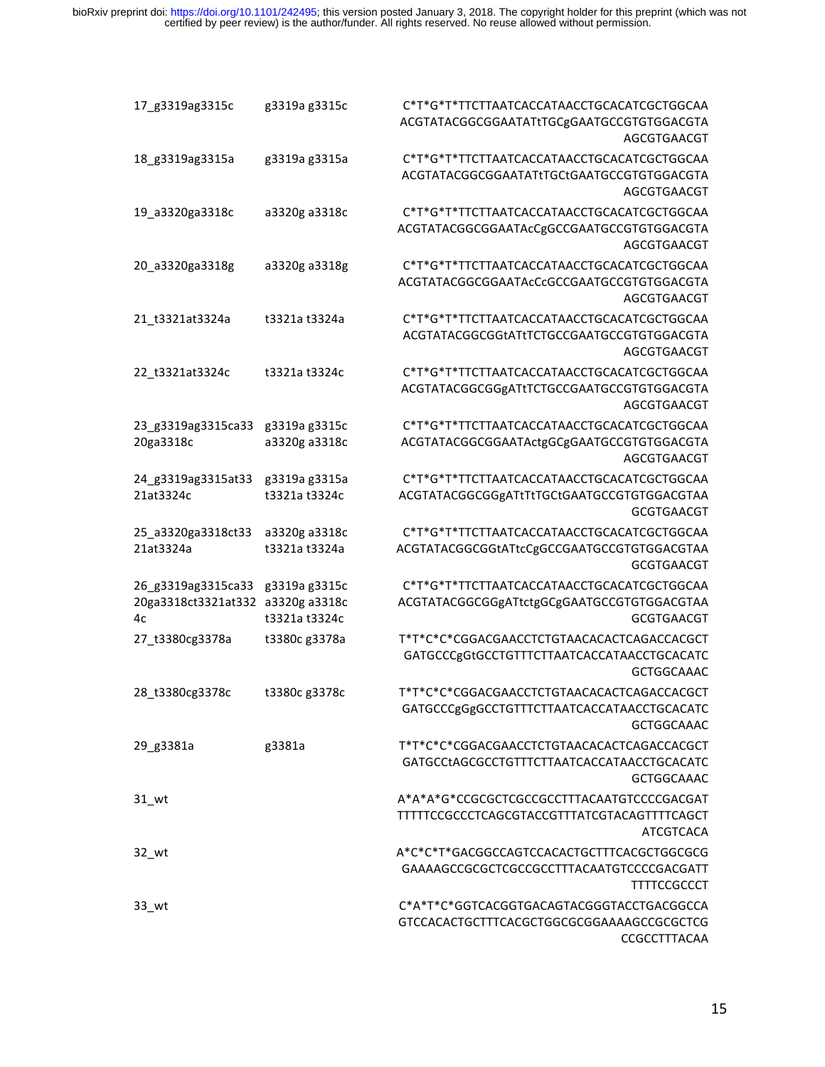| | | |
|---|---|---|
| 17_g3319ag3315c | g3319a g3315c | C*T*G*T*TTCTTAATCACCATAACCTGCACATCGCTGGCAAACGTATACGGCGGAATATtTGCgGAATGCCGTGTGGACGTAAGCGTGAACGT |
| 18_g3319ag3315a | g3319a g3315a | C*T*G*T*TTCTTAATCACCATAACCTGCACATCGCTGGCAAACGTATACGGCGGAATATtTGCtGAATGCCGTGTGGACGTAAGCGTGAACGT |
| 19_a3320ga3318c | a3320g a3318c | C*T*G*T*TTCTTAATCACCATAACCTGCACATCGCTGGCAAACGTATACGGCGGAATAcCgGCCGAATGCCGTGTGGACGTAAGCGTGAACGT |
| 20_a3320ga3318g | a3320g a3318g | C*T*G*T*TTCTTAATCACCATAACCTGCACATCGCTGGCAAACGTATACGGCGGAATAcCcGCCGAATGCCGTGTGGACGTAAGCGTGAACGT |
| 21_t3321at3324a | t3321a t3324a | C*T*G*T*TTCTTAATCACCATAACCTGCACATCGCTGGCAAACGTATACGGCGGtATtTCTGCCGAATGCCGTGTGGACGTAAGCGTGAACGT |
| 22_t3321at3324c | t3321a t3324c | C*T*G*T*TTCTTAATCACCATAACCTGCACATCGCTGGCAAACGTATACGGCGGgATtTCTGCCGAATGCCGTGTGGACGTAAGCGTGAACGT |
| 23_g3319ag3315ca3320ga3318c | g3319a g3315c a3320g a3318c | C*T*G*T*TTCTTAATCACCATAACCTGCACATCGCTGGCAAACGTATACGGCGGAATActgGCgGAATGCCGTGTGGACGTAAGCGTGAACGT |
| 24_g3319ag3315at3321at3324c | g3319a g3315a t3321a t3324c | C*T*G*T*TTCTTAATCACCATAACCTGCACATCGCTGGCAAACGTATACGGCGGgATtTtTGCtGAATGCCGTGTGGACGTAAGCGTGAACGT |
| 25_a3320ga3318ct3321at3324a | a3320g a3318c t3321a t3324a | C*T*G*T*TTCTTAATCACCATAACCTGCACATCGCTGGCAAACGTATACGGCGGtATtcCgGCCGAATGCCGTGTGGACGTAAGCGTGAACGT |
| 26_g3319ag3315ca3320ga3318ct3321at3324c | g3319a g3315c a3320g a3318c t3321a t3324c | C*T*G*T*TTCTTAATCACCATAACCTGCACATCGCTGGCAAACGTATACGGCGGgATtctgGCgGAATGCCGTGTGGACGTAAGCGTGAACGT |
| 27_t3380cg3378a | t3380c g3378a | T*T*C*C*CGGACGAACCTCTGTAACACACTCAGACCACGCTGATGCCCgGtGCCTGTTTCTTAATCACCATAACCTGCACATCGCTGGCAAAC |
| 28_t3380cg3378c | t3380c g3378c | T*T*C*C*CGGACGAACCTCTGTAACACACTCAGACCACGCTGATGCCCgGgGCCTGTTTCTTAATCACCATAACCTGCACATCGCTGGCAAAC |
| 29_g3381a | g3381a | T*T*C*C*CGGACGAACCTCTGTAACACACTCAGACCACGCTGATGCCtAGCGCCTGTTTCTTAATCACCATAACCTGCACATCGCTGGCAAAC |
| 31_wt | | A*A*A*G*CCGCGCTCGCCGCCTTTACAATGTCCCCGACGATTTTTTCCGCCCTCAGCGTACCGTTTATCGTACAGTTTTCAGCTATCGTCACA |
| 32_wt | | A*C*C*T*GACGGCCAGTCCACACTGCTTTCACGCTGGCGCGGAAAAGCCGCGCTCGCCGCCTTTACAATGTCCCCGACGATTTTTCCGCCCT |
| 33_wt | | C*A*T*C*GGTCACGGTGACAGTACGGGTACCTGACGGCCAGTCCACACTGCTTTCACGCTGGCGCGGAAAAGCCGCGCTCGCCGCCTTTACAA |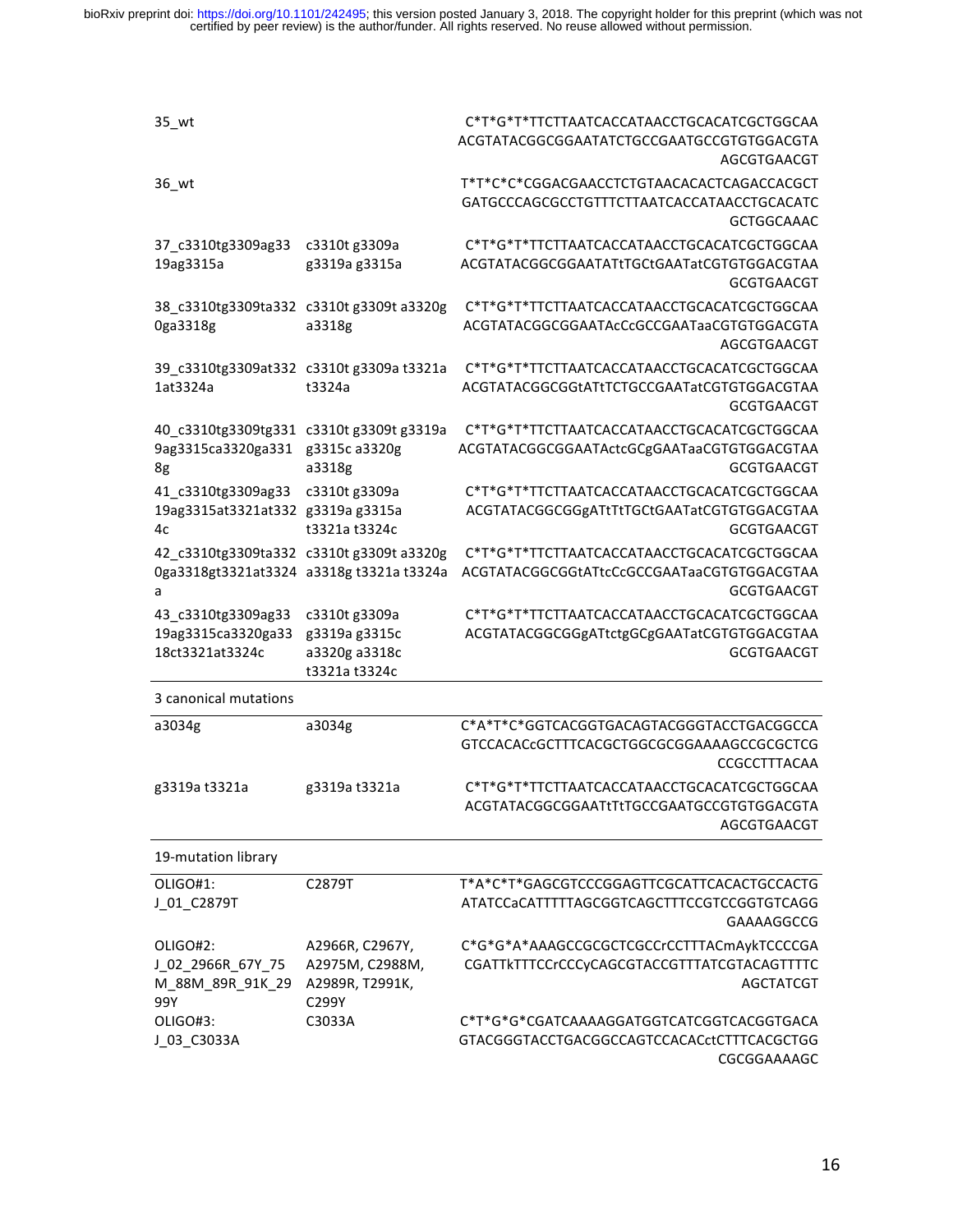| | | |
|---|---|---|
| 35_wt | | C*T*G*T*TTCTTAATCACCATAACCTGCACATCGCTGGCAA ACGTATACGGCGGAATATCTGCCGAATGCCGTGTGGACGTA AGCGTGAACGT |
| 36_wt | | T*T*C*C*CGGACGAACCTCTGTAACACACTCAGACCACGCT GATGCCCAGCGCCTGTTTCTTAATCACCATAACCTGCACATC GCTGGCAAAC |
| 37_c3310tg3309ag3319ag3315a | c3310t g3309a g3319a g3315a | C*T*G*T*TTCTTAATCACCATAACCTGCACATCGCTGGCAA ACGTATACGGCGGAATATtTGCtGAATatCGTGTGGACGTAA GCGTGAACGT |
| 38_c3310tg3309ta3320ga3318g | c3310t g3309t a3320g a3318g | C*T*G*T*TTCTTAATCACCATAACCTGCACATCGCTGGCAA ACGTATACGGCGGAATAcCcGCCGAATaaCGTGTGGACGTA AGCGTGAACGT |
| 39_c3310tg3309at3321at3324a | c3310t g3309a t3321a t3324a | C*T*G*T*TTCTTAATCACCATAACCTGCACATCGCTGGCAA ACGTATACGGCGGtATtTCTGCCGAATatCGTGTGGACGTAA GCGTGAACGT |
| 40_c3310tg3309tg3319ag3315ca3320ga3318g | c3310t g3309t g3319a g3315c a3320g a3318g | C*T*G*T*TTCTTAATCACCATAACCTGCACATCGCTGGCAA ACGTATACGGCGGAATActcGCgGAATaaCGTGTGGACGTAA GCGTGAACGT |
| 41_c3310tg3309ag3319ag3315at3321at3324c | c3310t g3309a g3319a g3315a t3321a t3324c | C*T*G*T*TTCTTAATCACCATAACCTGCACATCGCTGGCAA ACGTATACGGCGGgATtTtTGCtGAATatCGTGTGGACGTAA GCGTGAACGT |
| 42_c3310tg3309ta3320ga3318gt3321at3324a | c3310t g3309t a3320g a3318g t3321a t3324a | C*T*G*T*TTCTTAATCACCATAACCTGCACATCGCTGGCAA ACGTATACGGCGGtATtcCcGCCGAATaaCGTGTGGACGTAA GCGTGAACGT |
| 43_c3310tg3309ag3319ag3315ca3320ga3318ct3321at3324c | c3310t g3309a g3319a g3315c a3320g a3318c t3321a t3324c | C*T*G*T*TTCTTAATCACCATAACCTGCACATCGCTGGCAA ACGTATACGGCGGgATtctgGCgGAATatCGTGTGGACGTAA GCGTGAACGT |
| 3 canonical mutations | | |
| a3034g | a3034g | C*A*T*C*GGTCACGGTGACAGTACGGGTACCTGACGGCCA GTCCACACcGCTTTCACGCTGGCGCGGAAAAGCCGCGCTCG CCGCCTTTACAA |
| g3319a t3321a | g3319a t3321a | C*T*G*T*TTCTTAATCACCATAACCTGCACATCGCTGGCAA ACGTATACGGCGGAATtTtTGCCGAATGCCGTGTGGACGTA AGCGTGAACGT |
| 19-mutation library | | |
| OLIGO#1: J_01_C2879T | C2879T | T*A*C*T*GAGCGTCCCGGAGTTCGCATTCACACTGCCACTG ATATCCaCATTTTTAGCGGTCAGCTTTCCGTCCGGTGTCAGG GAAAAGGCCG |
| OLIGO#2: J_02_2966R_67Y_75M_88M_89R_91K_2999Y | A2966R, C2967Y, A2975M, C2988M, A2989R, T2991K, C299Y | C*G*G*A*AAAGCCGCGCTCGCCrCCTTTACmAykTCCCCGA CGATTkTTTCCrCCCyCAGCGTACCGTTTATCGTACAGTTTTC AGCTATCGT |
| OLIGO#3: J_03_C3033A | C3033A | C*T*G*G*CGATCAAAAGGATGGTCATCGGTCACGGTGACA GTACGGGTACCTGACGGCCAGTCCACACctCTTTCACGCTGG CGCGGAAAAGC |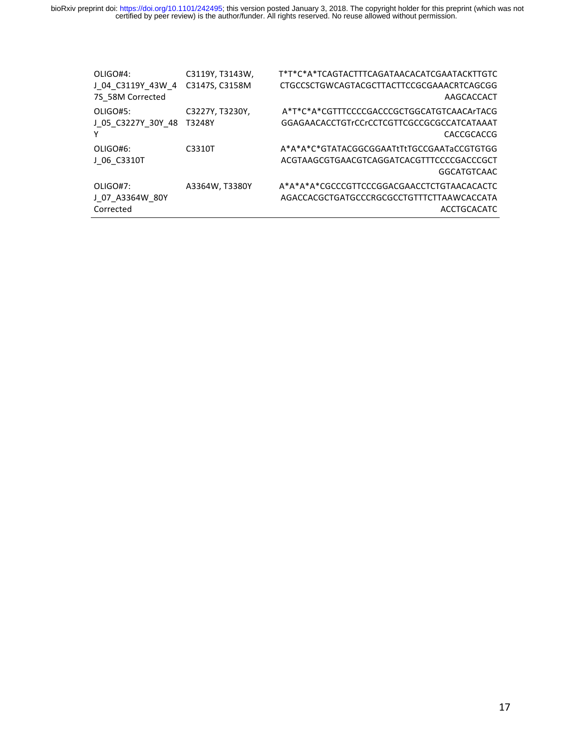| | | |
|---|---|---|
| OLIGO#4: J_04_C3119Y_43W_47S_58M Corrected | C3119Y, T3143W, C3147S, C3158M | T*T*C*A*TCAGTACTTTCAGATAACACATCGAATACKTTGTCCTGCCSCTGWCAGTACGCTTACTTCCGCGAAACRTCAGCGGAAGCACCACT |
| OLIGO#5: J_05_C3227Y_30Y_48Y | C3227Y, T3230Y, T3248Y | A*T*C*A*CGTTTCCCCGACCCGCTGGCATGTCAACArTACGGGAGAACACCTGTrCCrCCTCGTTCGCCGCGCCATCATAAATCACCGCACCG |
| OLIGO#6: J_06_C3310T | C3310T | A*A*A*C*GTATACGGCGGAATtTtTGCCGAATaCCGTGTGGACGTAAGCGTGAACGTCAGGATCACGTTTCCCCGACCCGCTGGCATGTCAAC |
| OLIGO#7: J_07_A3364W_80Y Corrected | A3364W, T3380Y | A*A*A*A*CGCCCGTTCCCGGACGAACCTCTGTAACACACTCAGACCACGCTGATGCCCRGCGCCTGTTTCTTAAWCACCATAACCTGCACATC |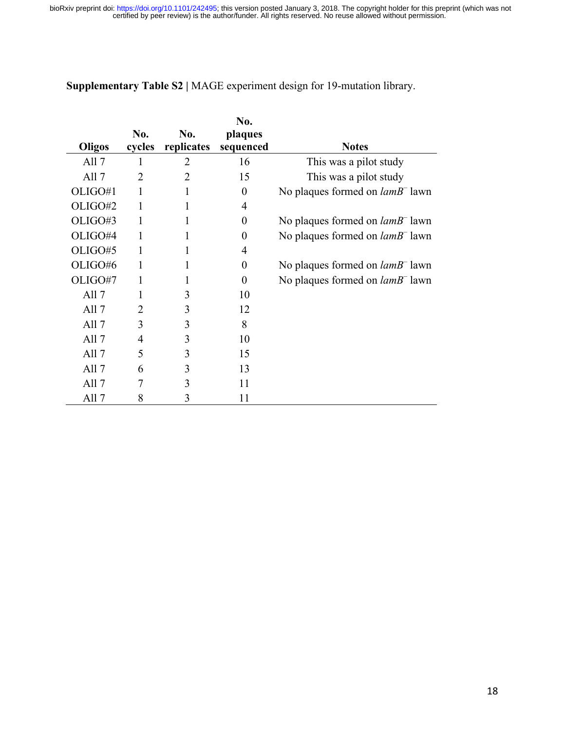**Supplementary Table S2 |** MAGE experiment design for 19-mutation library.

| Oligos | No. cycles | No. replicates | No. plaques sequenced | Notes |
|---|---|---|---|---|
| All 7 | 1 | 2 | 16 | This was a pilot study |
| All 7 | 2 | 2 | 15 | This was a pilot study |
| OLIGO#1 | 1 | 1 | 0 | No plaques formed on *lamB*$^{-}$ lawn |
| OLIGO#2 | 1 | 1 | 4 | |
| OLIGO#3 | 1 | 1 | 0 | No plaques formed on *lamB*$^{-}$ lawn |
| OLIGO#4 | 1 | 1 | 0 | No plaques formed on *lamB*$^{-}$ lawn |
| OLIGO#5 | 1 | 1 | 4 | |
| OLIGO#6 | 1 | 1 | 0 | No plaques formed on *lamB*$^{-}$ lawn |
| OLIGO#7 | 1 | 1 | 0 | No plaques formed on *lamB*$^{-}$ lawn |
| All 7 | 1 | 3 | 10 | |
| All 7 | 2 | 3 | 12 | |
| All 7 | 3 | 3 | 8 | |
| All 7 | 4 | 3 | 10 | |
| All 7 | 5 | 3 | 15 | |
| All 7 | 6 | 3 | 13 | |
| All 7 | 7 | 3 | 11 | |
| All 7 | 8 | 3 | 11 | |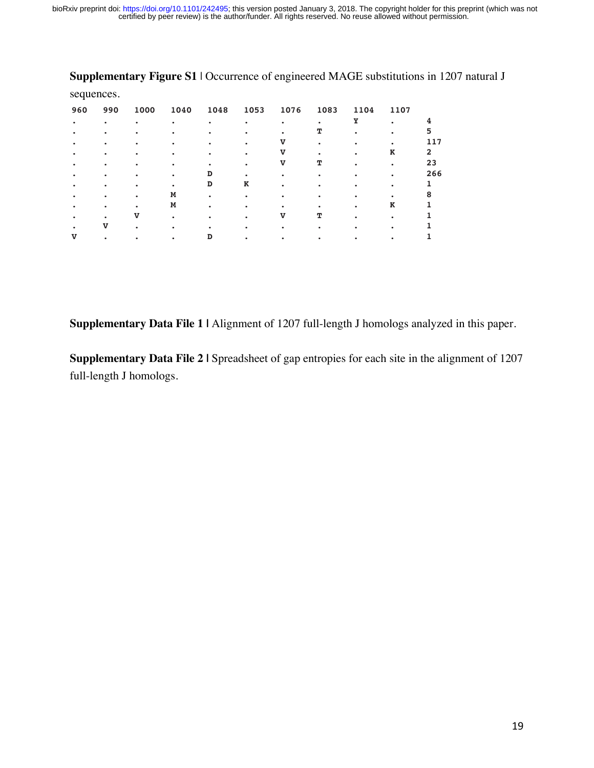**Supplementary Figure S1 |** Occurrence of engineered MAGE substitutions in 1207 natural J sequences.

| 960 | 990 | 1000 | 1040 | 1048 | 1053 | 1076 | 1083 | 1104 | 1107 | |
|---|---|---|---|---|---|---|---|---|---|---|
| . | . | . | . | . | . | . | . | Y | . | 4 |
| . | . | . | . | . | . | . | T | . | . | 5 |
| . | . | . | . | . | . | V | . | . | . | 117 |
| . | . | . | . | . | . | V | . | . | K | 2 |
| . | . | . | . | . | . | V | T | . | . | 23 |
| . | . | . | . | D | . | . | . | . | . | 266 |
| . | . | . | . | D | K | . | . | . | . | 1 |
| . | . | . | M | . | . | . | . | . | . | 8 |
| . | . | . | M | . | . | . | . | . | K | 1 |
| . | . | V | . | . | . | V | T | . | . | 1 |
| . | V | . | . | . | . | . | . | . | . | 1 |
| V | . | . | . | D | . | . | . | . | . | 1 |

**Supplementary Data File 1 |** Alignment of 1207 full-length J homologs analyzed in this paper.

**Supplementary Data File 2 |** Spreadsheet of gap entropies for each site in the alignment of 1207 full-length J homologs.